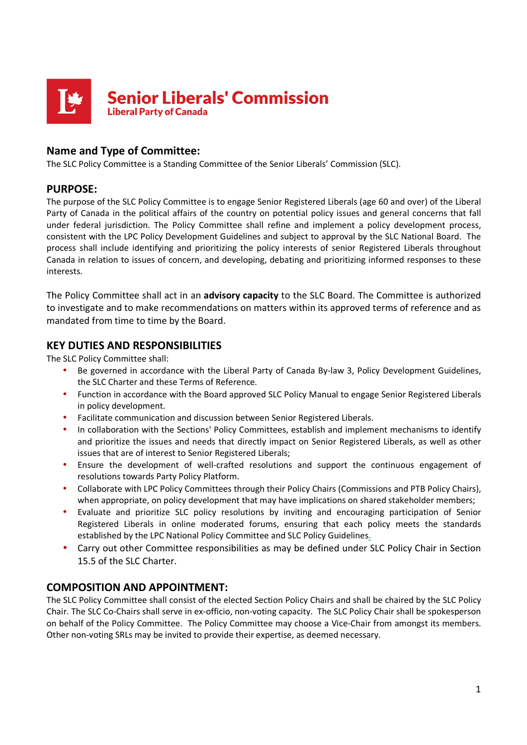# Senior Liberals' Commission

Liberal Party of Canada

## Name and Type of Committee:

The SLC Policy Committee is a Standing Committee of the Senior Liberals' Commission (SLC).

## PURPOSE:

The purpose of the SLC Policy Committee is to engage Senior Registered Liberals (age 60 and over) of the Liberal Party of Canada in the political affairs of the country on potential policy issues and general concerns that fall under federal jurisdiction. The Policy Committee shall refine and implement a policy development process, consistent with the LPC Policy Development Guidelines and subject to approval by the SLC National Board. The process shall include identifying and prioritizing the policy interests of senior Registered Liberals throughout Canada in relation to issues of concern, and developing, debating and prioritizing informed responses to these interests.

The Policy Committee shall act in an **advisory capacity** to the SLC Board. The Committee is authorized to investigate and to make recommendations on matters within its approved terms of reference and as mandated from time to time by the Board.

## KEY DUTIES AND RESPONSIBILITIES

The SLC Policy Committee shall:

- Be governed in accordance with the Liberal Party of Canada By-law 3, Policy Development Guidelines, the SLC Charter and these Terms of Reference.
- Function in accordance with the Board approved SLC Policy Manual to engage Senior Registered Liberals in policy development.
- Facilitate communication and discussion between Senior Registered Liberals.
- In collaboration with the Sections' Policy Committees, establish and implement mechanisms to identify and prioritize the issues and needs that directly impact on Senior Registered Liberals, as well as other issues that are of interest to Senior Registered Liberals;
- Ensure the development of well-crafted resolutions and support the continuous engagement of resolutions towards Party Policy Platform.
- Collaborate with LPC Policy Committees through their Policy Chairs (Commissions and PTB Policy Chairs), when appropriate, on policy development that may have implications on shared stakeholder members;
- Evaluate and prioritize SLC policy resolutions by inviting and encouraging participation of Senior Registered Liberals in online moderated forums, ensuring that each policy meets the standards established by the LPC National Policy Committee and SLC Policy Guidelines.
- Carry out other Committee responsibilities as may be defined under SLC Policy Chair in Section 15.5 of the SLC Charter.

## COMPOSITION AND APPOINTMENT:

The SLC Policy Committee shall consist of the elected Section Policy Chairs and shall be chaired by the SLC Policy Chair. The SLC Co-Chairs shall serve in ex-officio, non-voting capacity. The SLC Policy Chair shall be spokesperson on behalf of the Policy Committee. The Policy Committee may choose a Vice-Chair from amongst its members. Other non-voting SRLs may be invited to provide their expertise, as deemed necessary.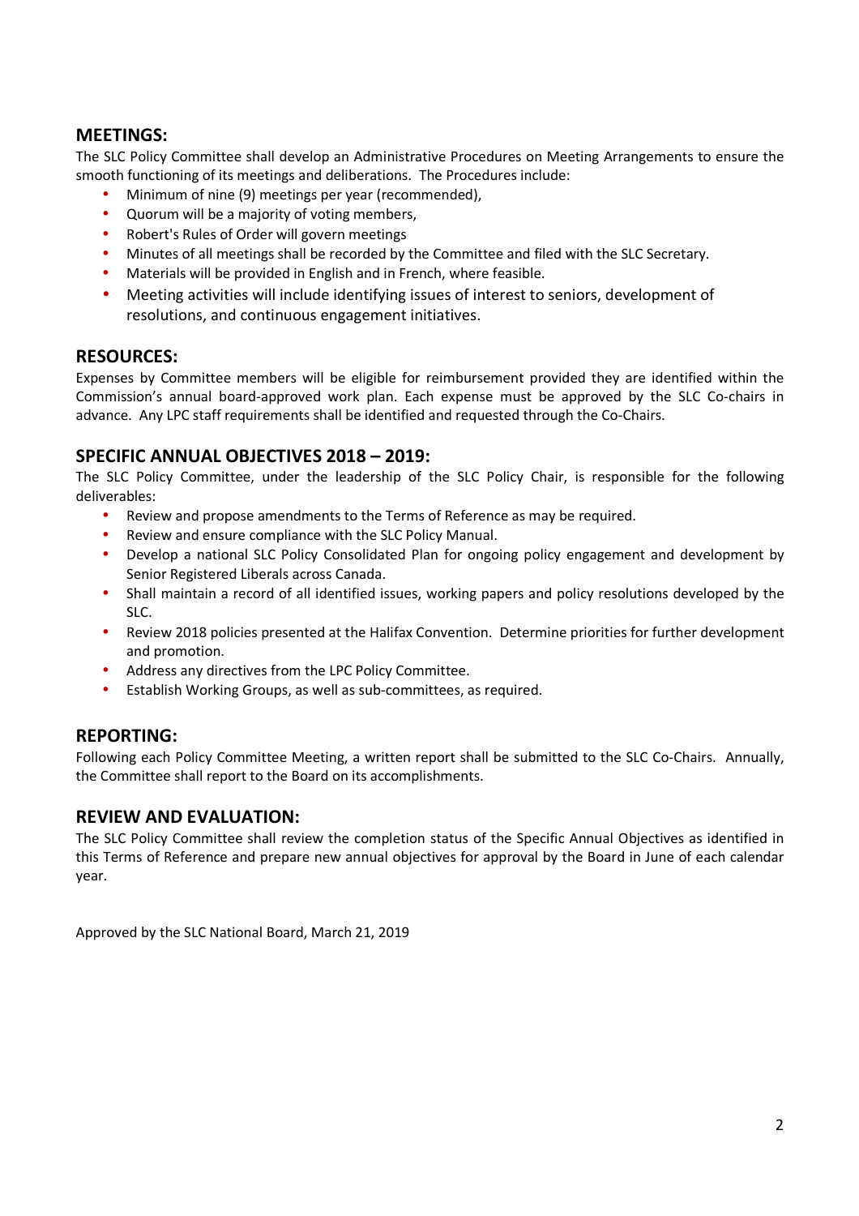## MEETINGS:

The SLC Policy Committee shall develop an Administrative Procedures on Meeting Arrangements to ensure the smooth functioning of its meetings and deliberations. The Procedures include:

- Minimum of nine (9) meetings per year (recommended),
- Quorum will be a majority of voting members,
- Robert's Rules of Order will govern meetings
- Minutes of all meetings shall be recorded by the Committee and filed with the SLC Secretary.
- Materials will be provided in English and in French, where feasible.
- Meeting activities will include identifying issues of interest to seniors, development of resolutions, and continuous engagement initiatives.

## RESOURCES:

Expenses by Committee members will be eligible for reimbursement provided they are identified within the Commission's annual board-approved work plan. Each expense must be approved by the SLC Co-chairs in advance. Any LPC staff requirements shall be identified and requested through the Co-Chairs.

## SPECIFIC ANNUAL OBJECTIVES 2018 – 2019:

The SLC Policy Committee, under the leadership of the SLC Policy Chair, is responsible for the following deliverables:

- Review and propose amendments to the Terms of Reference as may be required.
- Review and ensure compliance with the SLC Policy Manual.
- Develop a national SLC Policy Consolidated Plan for ongoing policy engagement and development by Senior Registered Liberals across Canada.
- Shall maintain a record of all identified issues, working papers and policy resolutions developed by the SLC.
- Review 2018 policies presented at the Halifax Convention. Determine priorities for further development and promotion.
- Address any directives from the LPC Policy Committee.
- Establish Working Groups, as well as sub-committees, as required.

## REPORTING:

Following each Policy Committee Meeting, a written report shall be submitted to the SLC Co-Chairs. Annually, the Committee shall report to the Board on its accomplishments.

## REVIEW AND EVALUATION:

The SLC Policy Committee shall review the completion status of the Specific Annual Objectives as identified in this Terms of Reference and prepare new annual objectives for approval by the Board in June of each calendar year.

Approved by the SLC National Board, March 21, 2019